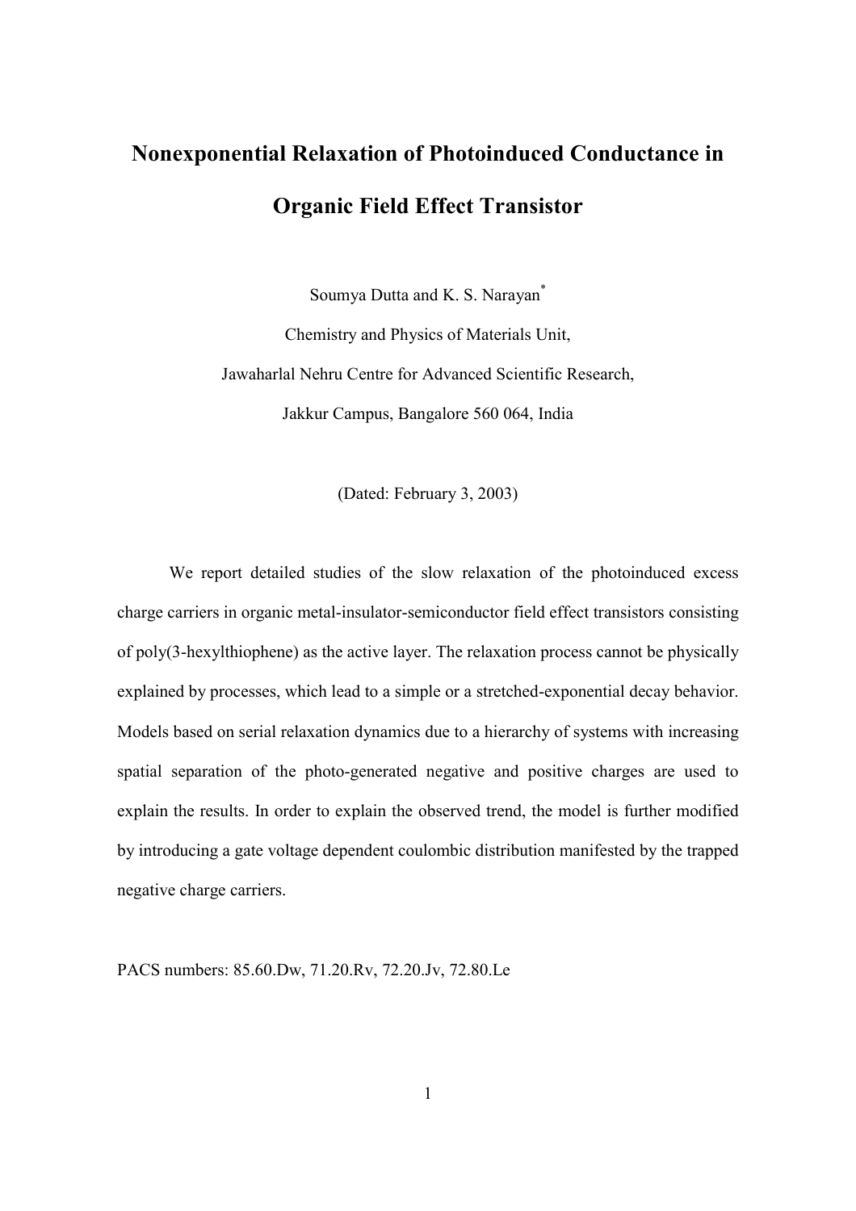# Nonexponential Relaxation of Photoinduced Conductance in Organic Field Effect Transistor

Soumya Dutta and K. S. Narayan[*]

Chemistry and Physics of Materials Unit,

Jawaharlal Nehru Centre for Advanced Scientific Research,

Jakkur Campus, Bangalore 560 064, India

(Dated: February 3, 2003)

We report detailed studies of the slow relaxation of the photoinduced excess charge carriers in organic metal-insulator-semiconductor field effect transistors consisting of poly(3-hexylthiophene) as the active layer. The relaxation process cannot be physically explained by processes, which lead to a simple or a stretched-exponential decay behavior. Models based on serial relaxation dynamics due to a hierarchy of systems with increasing spatial separation of the photo-generated negative and positive charges are used to explain the results. In order to explain the observed trend, the model is further modified by introducing a gate voltage dependent coulombic distribution manifested by the trapped negative charge carriers.

PACS numbers: 85.60.Dw, 71.20.Rv, 72.20.Jv, 72.80.Le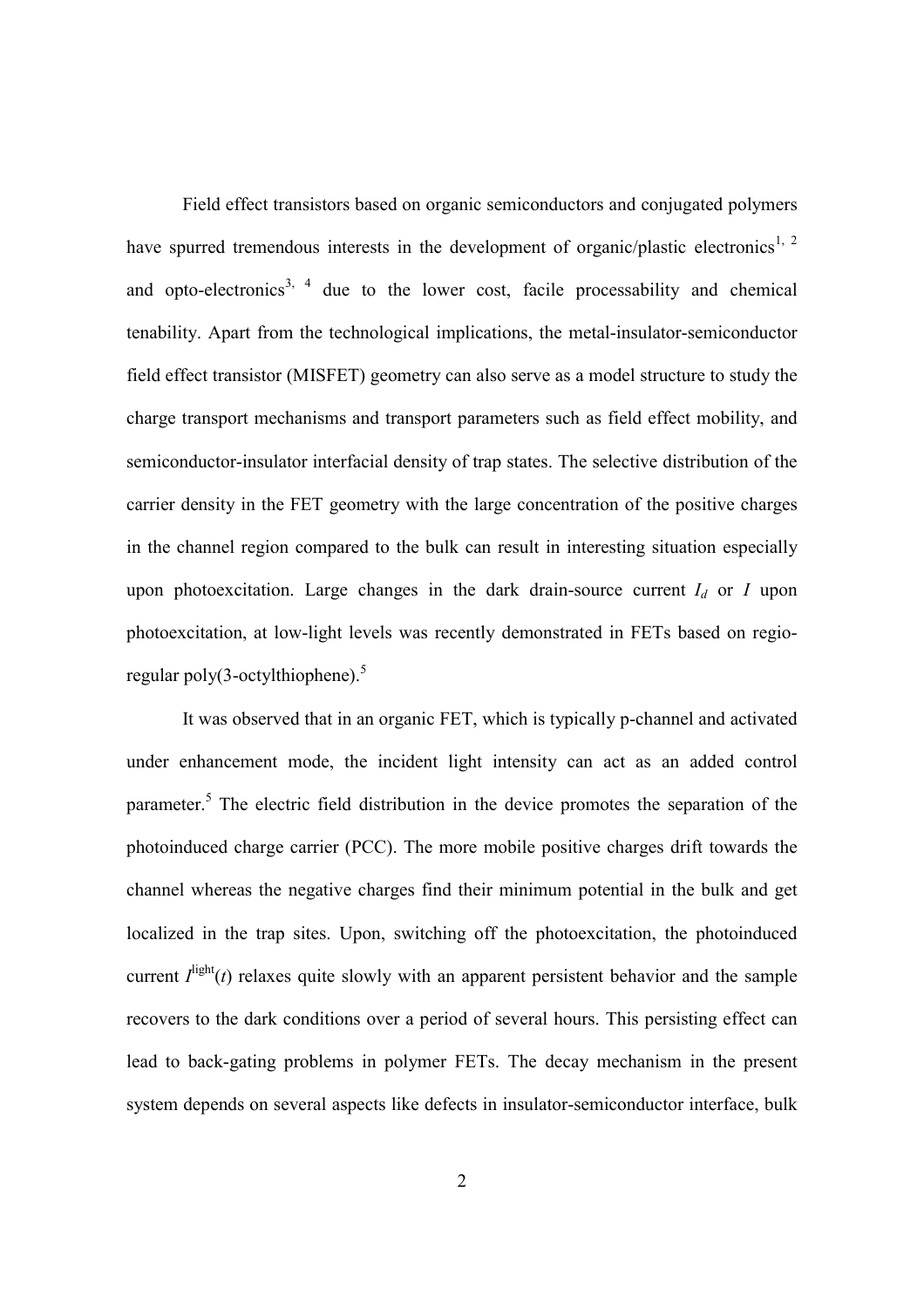Field effect transistors based on organic semiconductors and conjugated polymers have spurred tremendous interests in the development of organic/plastic electronics[1, 2] and opto-electronics[3, 4] due to the lower cost, facile processability and chemical tenability. Apart from the technological implications, the metal-insulator-semiconductor field effect transistor (MISFET) geometry can also serve as a model structure to study the charge transport mechanisms and transport parameters such as field effect mobility, and semiconductor-insulator interfacial density of trap states. The selective distribution of the carrier density in the FET geometry with the large concentration of the positive charges in the channel region compared to the bulk can result in interesting situation especially upon photoexcitation. Large changes in the dark drain-source current $I_d$ or $I$ upon photoexcitation, at low-light levels was recently demonstrated in FETs based on regio-regular poly(3-octylthiophene).[5]

It was observed that in an organic FET, which is typically p-channel and activated under enhancement mode, the incident light intensity can act as an added control parameter.[5] The electric field distribution in the device promotes the separation of the photoinduced charge carrier (PCC). The more mobile positive charges drift towards the channel whereas the negative charges find their minimum potential in the bulk and get localized in the trap sites. Upon, switching off the photoexcitation, the photoinduced current $I^{\text{light}}(t)$ relaxes quite slowly with an apparent persistent behavior and the sample recovers to the dark conditions over a period of several hours. This persisting effect can lead to back-gating problems in polymer FETs. The decay mechanism in the present system depends on several aspects like defects in insulator-semiconductor interface, bulk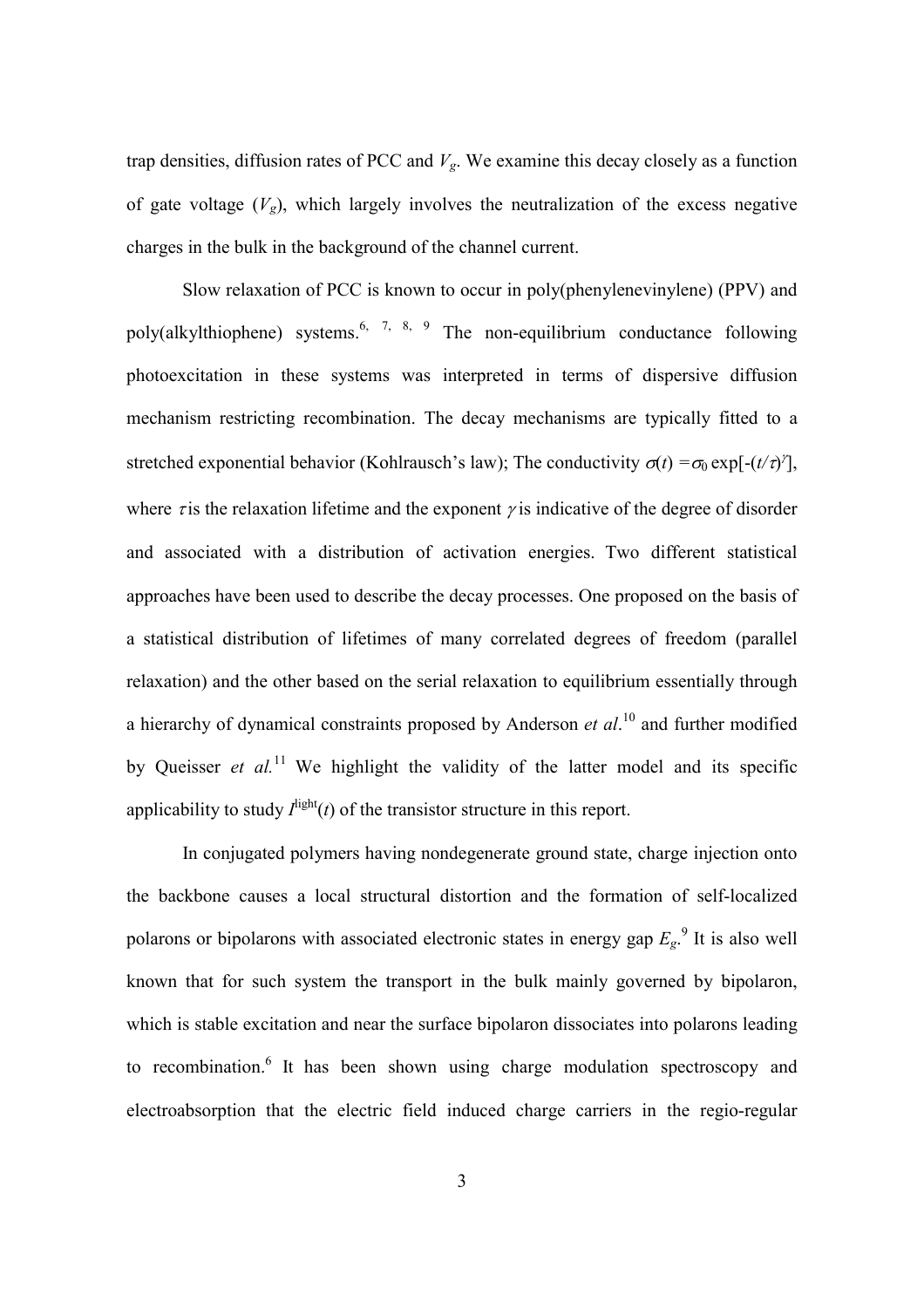trap densities, diffusion rates of PCC and $V_g$. We examine this decay closely as a function of gate voltage ($V_g$), which largely involves the neutralization of the excess negative charges in the bulk in the background of the channel current.

Slow relaxation of PCC is known to occur in poly(phenylenevinylene) (PPV) and poly(alkylthiophene) systems.[6, 7, 8, 9] The non-equilibrium conductance following photoexcitation in these systems was interpreted in terms of dispersive diffusion mechanism restricting recombination. The decay mechanisms are typically fitted to a stretched exponential behavior (Kohlrausch's law); The conductivity $\sigma(t) = \sigma_0 \exp[-(t/\tau)^\gamma]$, where $\tau$ is the relaxation lifetime and the exponent $\gamma$ is indicative of the degree of disorder and associated with a distribution of activation energies. Two different statistical approaches have been used to describe the decay processes. One proposed on the basis of a statistical distribution of lifetimes of many correlated degrees of freedom (parallel relaxation) and the other based on the serial relaxation to equilibrium essentially through a hierarchy of dynamical constraints proposed by Anderson *et al*.[10] and further modified by Queisser *et al.*[11] We highlight the validity of the latter model and its specific applicability to study $I^{light}(t)$ of the transistor structure in this report.

In conjugated polymers having nondegenerate ground state, charge injection onto the backbone causes a local structural distortion and the formation of self-localized polarons or bipolarons with associated electronic states in energy gap $E_g$.[9] It is also well known that for such system the transport in the bulk mainly governed by bipolaron, which is stable excitation and near the surface bipolaron dissociates into polarons leading to recombination.[6] It has been shown using charge modulation spectroscopy and electroabsorption that the electric field induced charge carriers in the regio-regular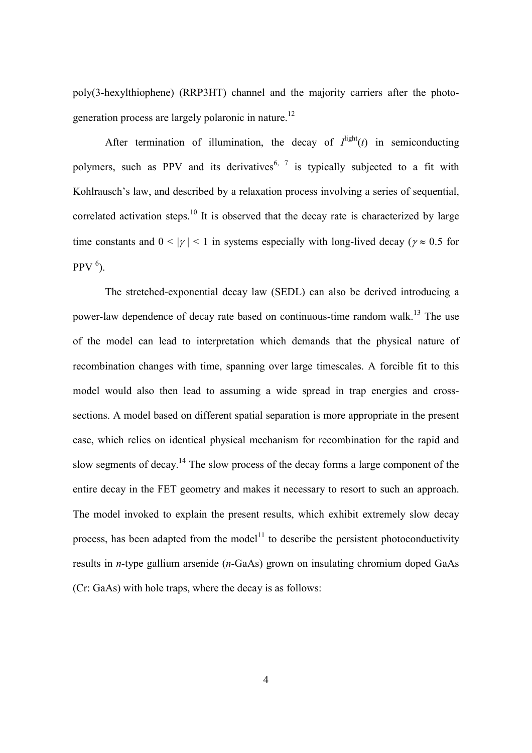poly(3-hexylthiophene) (RRP3HT) channel and the majority carriers after the photo-generation process are largely polaronic in nature.[12]

After termination of illumination, the decay of $I^{\text{light}}(t)$ in semiconducting polymers, such as PPV and its derivatives[6, 7] is typically subjected to a fit with Kohlrausch's law, and described by a relaxation process involving a series of sequential, correlated activation steps.[10] It is observed that the decay rate is characterized by large time constants and $0 < |\gamma| < 1$ in systems especially with long-lived decay ($\gamma \approx 0.5$ for PPV [6]).

The stretched-exponential decay law (SEDL) can also be derived introducing a power-law dependence of decay rate based on continuous-time random walk.[13] The use of the model can lead to interpretation which demands that the physical nature of recombination changes with time, spanning over large timescales. A forcible fit to this model would also then lead to assuming a wide spread in trap energies and cross-sections. A model based on different spatial separation is more appropriate in the present case, which relies on identical physical mechanism for recombination for the rapid and slow segments of decay.[14] The slow process of the decay forms a large component of the entire decay in the FET geometry and makes it necessary to resort to such an approach. The model invoked to explain the present results, which exhibit extremely slow decay process, has been adapted from the model[11] to describe the persistent photoconductivity results in *n*-type gallium arsenide (*n*-GaAs) grown on insulating chromium doped GaAs (Cr: GaAs) with hole traps, where the decay is as follows: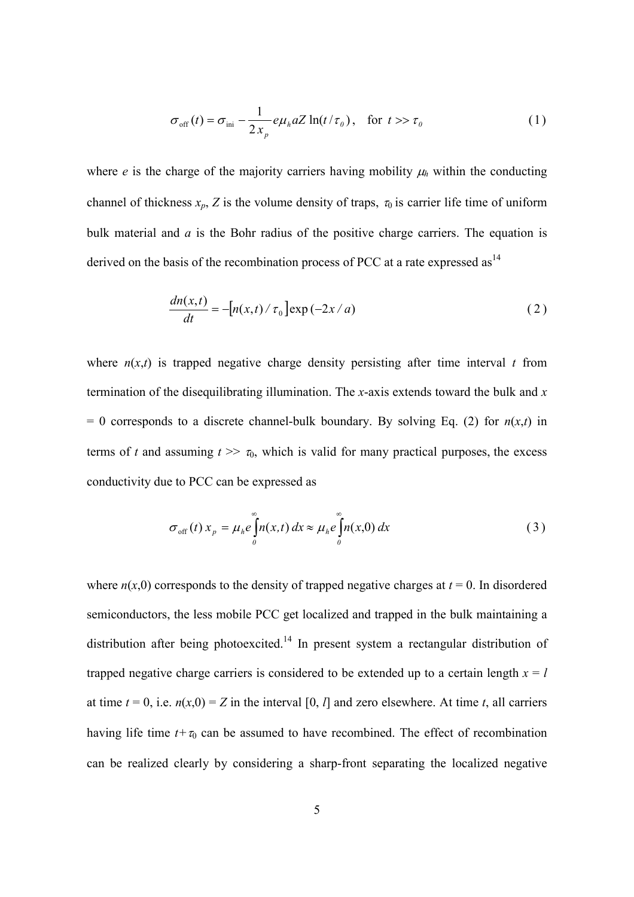$$\sigma_{\text{off}}(t) = \sigma_{\text{ini}} - \frac{1}{2x_p} e\mu_h aZ \ln(t/\tau_0), \quad \text{for } t >> \tau_0 \tag{1}$$

where $e$ is the charge of the majority carriers having mobility $\mu_h$ within the conducting channel of thickness $x_p$, $Z$ is the volume density of traps, $\tau_0$ is carrier life time of uniform bulk material and $a$ is the Bohr radius of the positive charge carriers. The equation is derived on the basis of the recombination process of PCC at a rate expressed as[14]

$$\frac{dn(x,t)}{dt} = -\left[n(x,t)/\tau_0\right]\exp(-2x/a) \tag{2}$$

where $n(x,t)$ is trapped negative charge density persisting after time interval $t$ from termination of the disequilibrating illumination. The $x$-axis extends toward the bulk and $x = 0$ corresponds to a discrete channel-bulk boundary. By solving Eq. (2) for $n(x,t)$ in terms of $t$ and assuming $t >> \tau_0$, which is valid for many practical purposes, the excess conductivity due to PCC can be expressed as

$$\sigma_{\text{off}}(t)\, x_p = \mu_h e \int_0^\infty n(x,t)\, dx \approx \mu_h e \int_0^\infty n(x,0)\, dx \tag{3}$$

where $n(x,0)$ corresponds to the density of trapped negative charges at $t = 0$. In disordered semiconductors, the less mobile PCC get localized and trapped in the bulk maintaining a distribution after being photoexcited.[14] In present system a rectangular distribution of trapped negative charge carriers is considered to be extended up to a certain length $x = l$ at time $t = 0$, i.e. $n(x,0) = Z$ in the interval $[0, l]$ and zero elsewhere. At time $t$, all carriers having life time $t + \tau_0$ can be assumed to have recombined. The effect of recombination can be realized clearly by considering a sharp-front separating the localized negative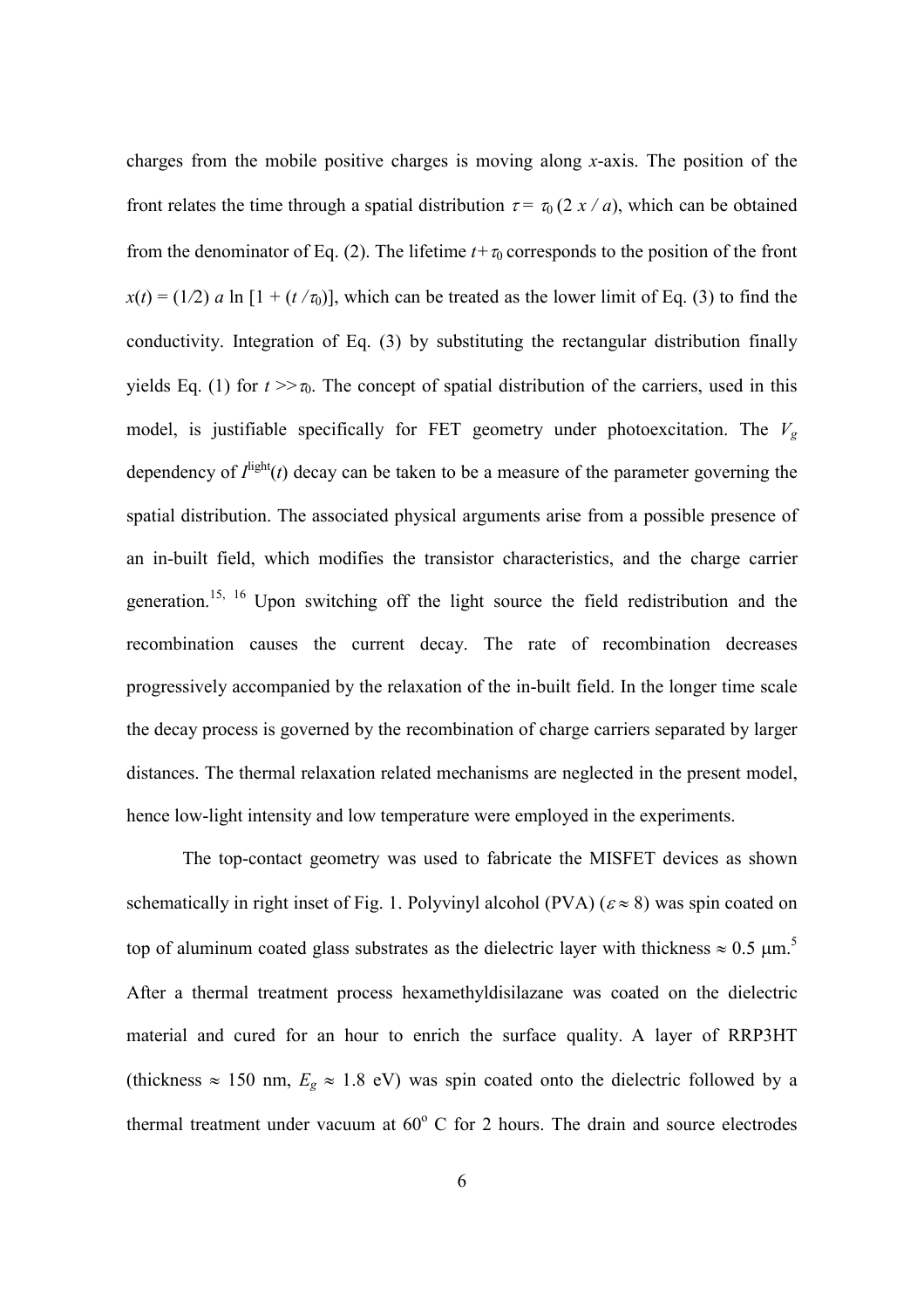charges from the mobile positive charges is moving along $x$-axis. The position of the front relates the time through a spatial distribution $\tau = \tau_0 (2\, x / a)$, which can be obtained from the denominator of Eq. (2). The lifetime $t + \tau_0$ corresponds to the position of the front $x(t) = (1/2)\, a \ln [1 + (t / \tau_0)]$, which can be treated as the lower limit of Eq. (3) to find the conductivity. Integration of Eq. (3) by substituting the rectangular distribution finally yields Eq. (1) for $t >> \tau_0$. The concept of spatial distribution of the carriers, used in this model, is justifiable specifically for FET geometry under photoexcitation. The $V_g$ dependency of $I^{\mathrm{light}}(t)$ decay can be taken to be a measure of the parameter governing the spatial distribution. The associated physical arguments arise from a possible presence of an in-built field, which modifies the transistor characteristics, and the charge carrier generation.[15, 16] Upon switching off the light source the field redistribution and the recombination causes the current decay. The rate of recombination decreases progressively accompanied by the relaxation of the in-built field. In the longer time scale the decay process is governed by the recombination of charge carriers separated by larger distances. The thermal relaxation related mechanisms are neglected in the present model, hence low-light intensity and low temperature were employed in the experiments.

The top-contact geometry was used to fabricate the MISFET devices as shown schematically in right inset of Fig. 1. Polyvinyl alcohol (PVA) ($\varepsilon \approx 8$) was spin coated on top of aluminum coated glass substrates as the dielectric layer with thickness $\approx 0.5$ μm.[5] After a thermal treatment process hexamethyldisilazane was coated on the dielectric material and cured for an hour to enrich the surface quality. A layer of RRP3HT (thickness $\approx 150$ nm, $E_g \approx 1.8$ eV) was spin coated onto the dielectric followed by a thermal treatment under vacuum at $60^{\mathrm{o}}$ C for 2 hours. The drain and source electrodes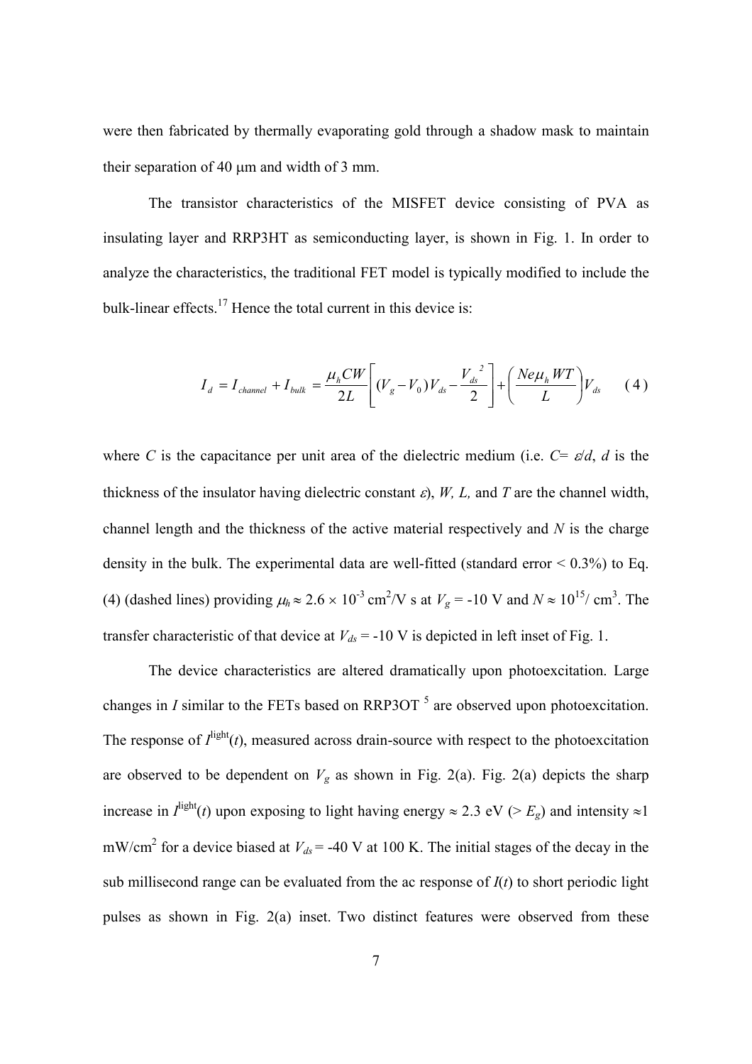were then fabricated by thermally evaporating gold through a shadow mask to maintain their separation of 40 μm and width of 3 mm.

The transistor characteristics of the MISFET device consisting of PVA as insulating layer and RRP3HT as semiconducting layer, is shown in Fig. 1. In order to analyze the characteristics, the traditional FET model is typically modified to include the bulk-linear effects.[17] Hence the total current in this device is:

$$I_d = I_{channel} + I_{bulk} = \frac{\mu_h CW}{2L}\left[(V_g - V_0)V_{ds} - \frac{V_{ds}^{\ 2}}{2}\right] + \left(\frac{Ne\mu_h WT}{L}\right)V_{ds} \qquad (4)$$

where $C$ is the capacitance per unit area of the dielectric medium (i.e. $C = \varepsilon/d$, $d$ is the thickness of the insulator having dielectric constant $\varepsilon$), $W$, $L$, and $T$ are the channel width, channel length and the thickness of the active material respectively and $N$ is the charge density in the bulk. The experimental data are well-fitted (standard error < 0.3%) to Eq. (4) (dashed lines) providing $\mu_h \approx 2.6 \times 10^{-3}$ cm$^2$/V s at $V_g$ = -10 V and $N \approx 10^{15}$/ cm$^3$. The transfer characteristic of that device at $V_{ds}$ = -10 V is depicted in left inset of Fig. 1.

The device characteristics are altered dramatically upon photoexcitation. Large changes in $I$ similar to the FETs based on RRP3OT [5] are observed upon photoexcitation. The response of $I^{\text{light}}(t)$, measured across drain-source with respect to the photoexcitation are observed to be dependent on $V_g$ as shown in Fig. 2(a). Fig. 2(a) depicts the sharp increase in $I^{\text{light}}(t)$ upon exposing to light having energy $\approx$ 2.3 eV (> $E_g$) and intensity $\approx$1 mW/cm$^2$ for a device biased at $V_{ds}$ = -40 V at 100 K. The initial stages of the decay in the sub millisecond range can be evaluated from the ac response of $I(t)$ to short periodic light pulses as shown in Fig. 2(a) inset. Two distinct features were observed from these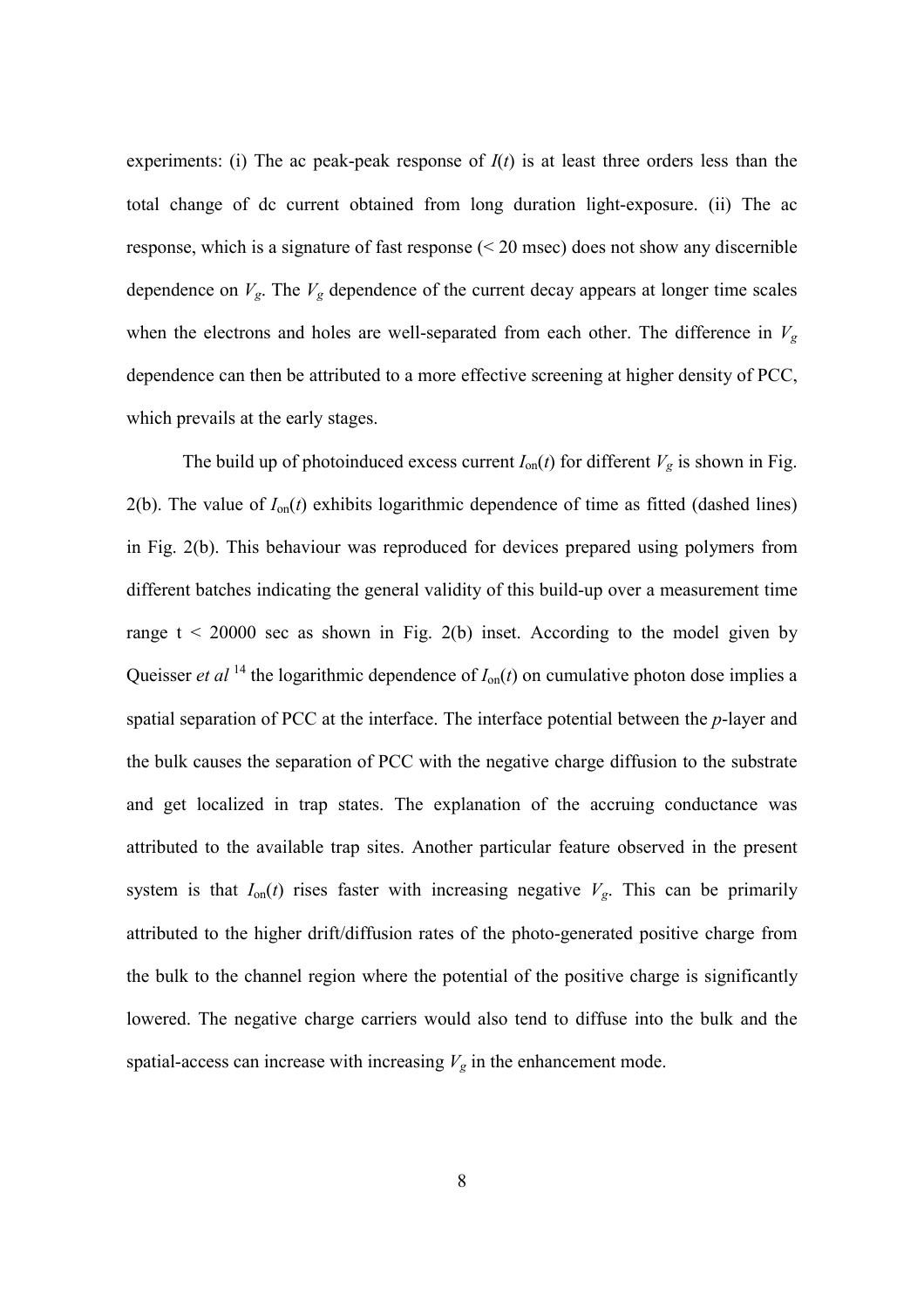experiments: (i) The ac peak-peak response of $I(t)$ is at least three orders less than the total change of dc current obtained from long duration light-exposure. (ii) The ac response, which is a signature of fast response (< 20 msec) does not show any discernible dependence on $V_g$. The $V_g$ dependence of the current decay appears at longer time scales when the electrons and holes are well-separated from each other. The difference in $V_g$ dependence can then be attributed to a more effective screening at higher density of PCC, which prevails at the early stages.

The build up of photoinduced excess current $I_{on}(t)$ for different $V_g$ is shown in Fig. 2(b). The value of $I_{on}(t)$ exhibits logarithmic dependence of time as fitted (dashed lines) in Fig. 2(b). This behaviour was reproduced for devices prepared using polymers from different batches indicating the general validity of this build-up over a measurement time range t < 20000 sec as shown in Fig. 2(b) inset. According to the model given by Queisser *et al* [14] the logarithmic dependence of $I_{on}(t)$ on cumulative photon dose implies a spatial separation of PCC at the interface. The interface potential between the *p*-layer and the bulk causes the separation of PCC with the negative charge diffusion to the substrate and get localized in trap states. The explanation of the accruing conductance was attributed to the available trap sites. Another particular feature observed in the present system is that $I_{on}(t)$ rises faster with increasing negative $V_g$. This can be primarily attributed to the higher drift/diffusion rates of the photo-generated positive charge from the bulk to the channel region where the potential of the positive charge is significantly lowered. The negative charge carriers would also tend to diffuse into the bulk and the spatial-access can increase with increasing $V_g$ in the enhancement mode.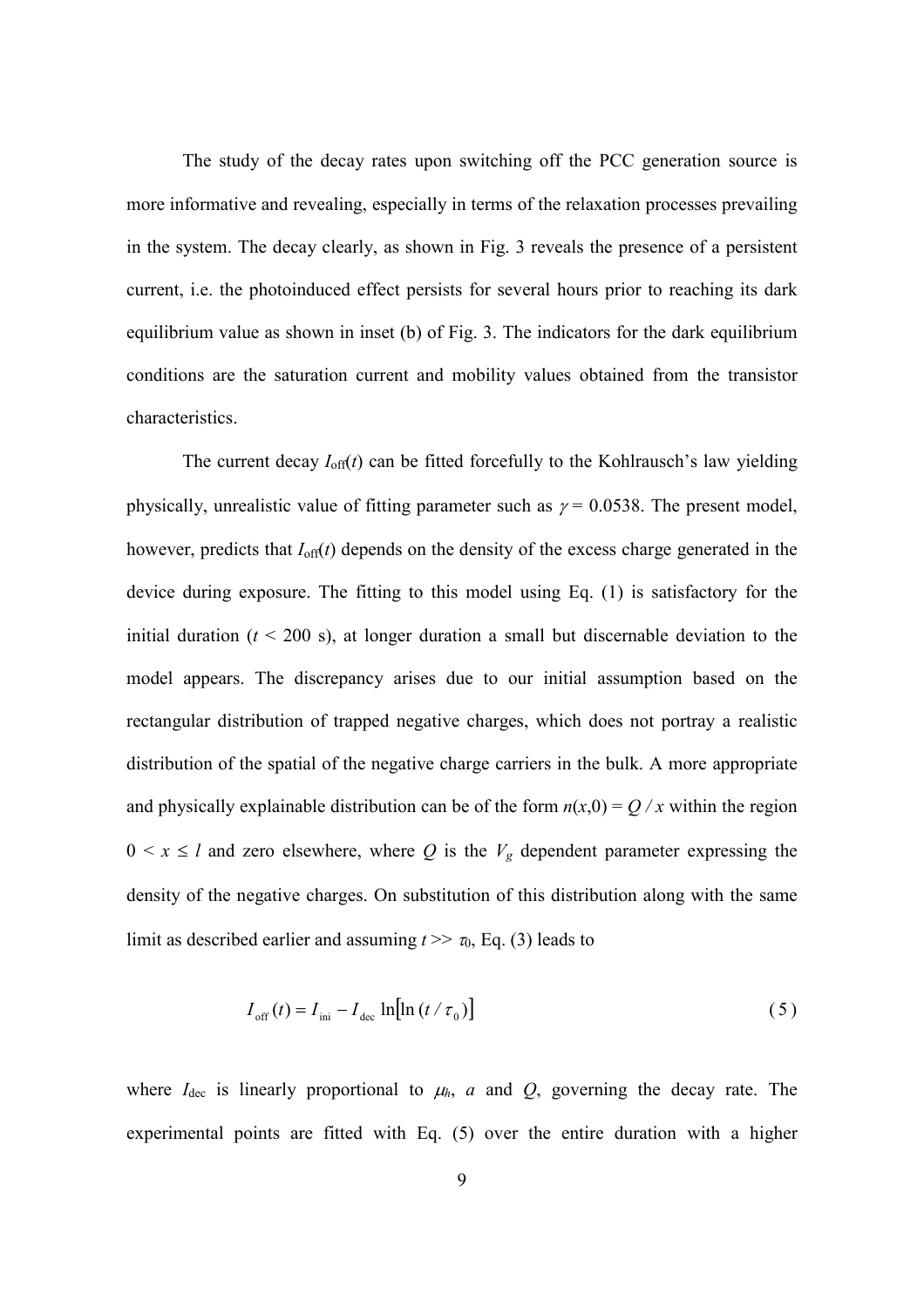The study of the decay rates upon switching off the PCC generation source is more informative and revealing, especially in terms of the relaxation processes prevailing in the system. The decay clearly, as shown in Fig. 3 reveals the presence of a persistent current, i.e. the photoinduced effect persists for several hours prior to reaching its dark equilibrium value as shown in inset (b) of Fig. 3. The indicators for the dark equilibrium conditions are the saturation current and mobility values obtained from the transistor characteristics.

The current decay $I_{\mathrm{off}}(t)$ can be fitted forcefully to the Kohlrausch's law yielding physically, unrealistic value of fitting parameter such as $\gamma = 0.0538$. The present model, however, predicts that $I_{\mathrm{off}}(t)$ depends on the density of the excess charge generated in the device during exposure. The fitting to this model using Eq. (1) is satisfactory for the initial duration ($t < 200$ s), at longer duration a small but discernable deviation to the model appears. The discrepancy arises due to our initial assumption based on the rectangular distribution of trapped negative charges, which does not portray a realistic distribution of the spatial of the negative charge carriers in the bulk. A more appropriate and physically explainable distribution can be of the form $n(x,0) = Q / x$ within the region $0 < x \leq l$ and zero elsewhere, where $Q$ is the $V_g$ dependent parameter expressing the density of the negative charges. On substitution of this distribution along with the same limit as described earlier and assuming $t >> \tau_0$, Eq. (3) leads to

$$I_{\mathrm{off}}(t) = I_{\mathrm{ini}} - I_{\mathrm{dec}} \ln\left[\ln(t/\tau_0)\right] \tag{5}$$

where $I_{\mathrm{dec}}$ is linearly proportional to $\mu_h$, $a$ and $Q$, governing the decay rate. The experimental points are fitted with Eq. (5) over the entire duration with a higher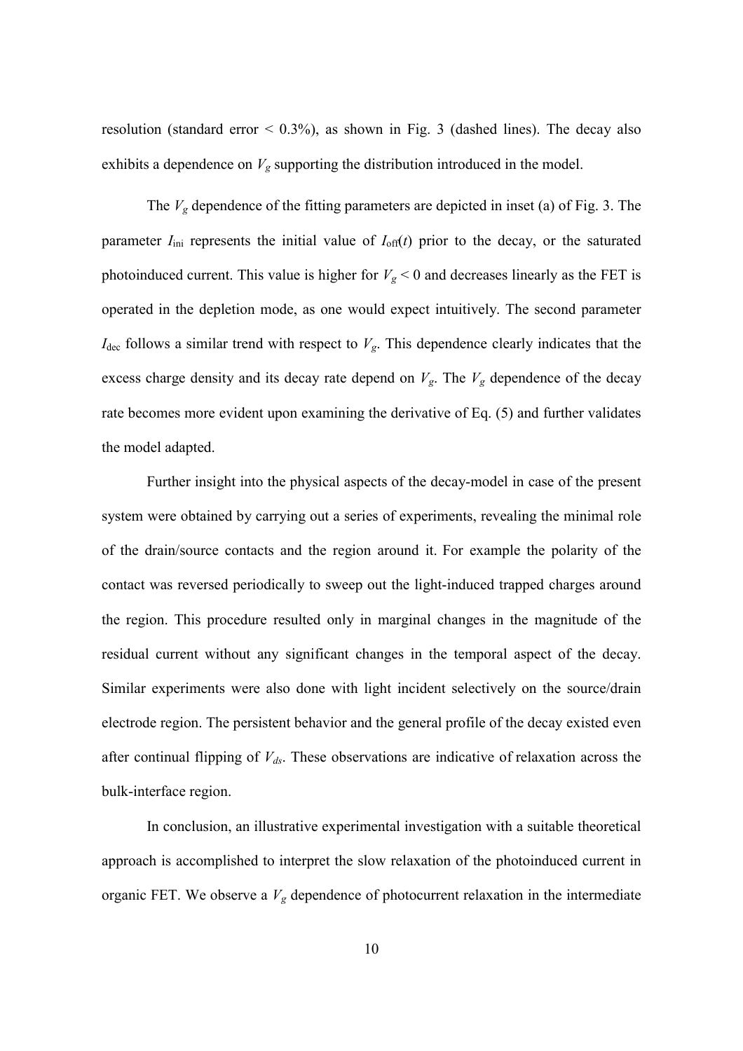resolution (standard error < 0.3%), as shown in Fig. 3 (dashed lines). The decay also exhibits a dependence on $V_g$ supporting the distribution introduced in the model.

The $V_g$ dependence of the fitting parameters are depicted in inset (a) of Fig. 3. The parameter $I_{ini}$ represents the initial value of $I_{off}(t)$ prior to the decay, or the saturated photoinduced current. This value is higher for $V_g < 0$ and decreases linearly as the FET is operated in the depletion mode, as one would expect intuitively. The second parameter $I_{dec}$ follows a similar trend with respect to $V_g$. This dependence clearly indicates that the excess charge density and its decay rate depend on $V_g$. The $V_g$ dependence of the decay rate becomes more evident upon examining the derivative of Eq. (5) and further validates the model adapted.

Further insight into the physical aspects of the decay-model in case of the present system were obtained by carrying out a series of experiments, revealing the minimal role of the drain/source contacts and the region around it. For example the polarity of the contact was reversed periodically to sweep out the light-induced trapped charges around the region. This procedure resulted only in marginal changes in the magnitude of the residual current without any significant changes in the temporal aspect of the decay. Similar experiments were also done with light incident selectively on the source/drain electrode region. The persistent behavior and the general profile of the decay existed even after continual flipping of $V_{ds}$. These observations are indicative of relaxation across the bulk-interface region.

In conclusion, an illustrative experimental investigation with a suitable theoretical approach is accomplished to interpret the slow relaxation of the photoinduced current in organic FET. We observe a $V_g$ dependence of photocurrent relaxation in the intermediate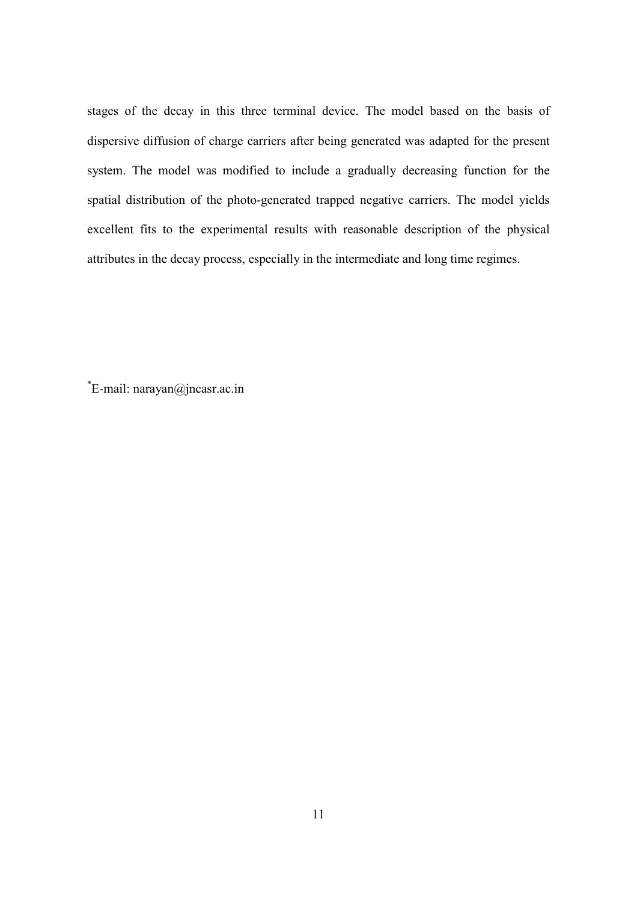stages of the decay in this three terminal device. The model based on the basis of dispersive diffusion of charge carriers after being generated was adapted for the present system. The model was modified to include a gradually decreasing function for the spatial distribution of the photo-generated trapped negative carriers. The model yields excellent fits to the experimental results with reasonable description of the physical attributes in the decay process, especially in the intermediate and long time regimes.

[*]E-mail: narayan@jncasr.ac.in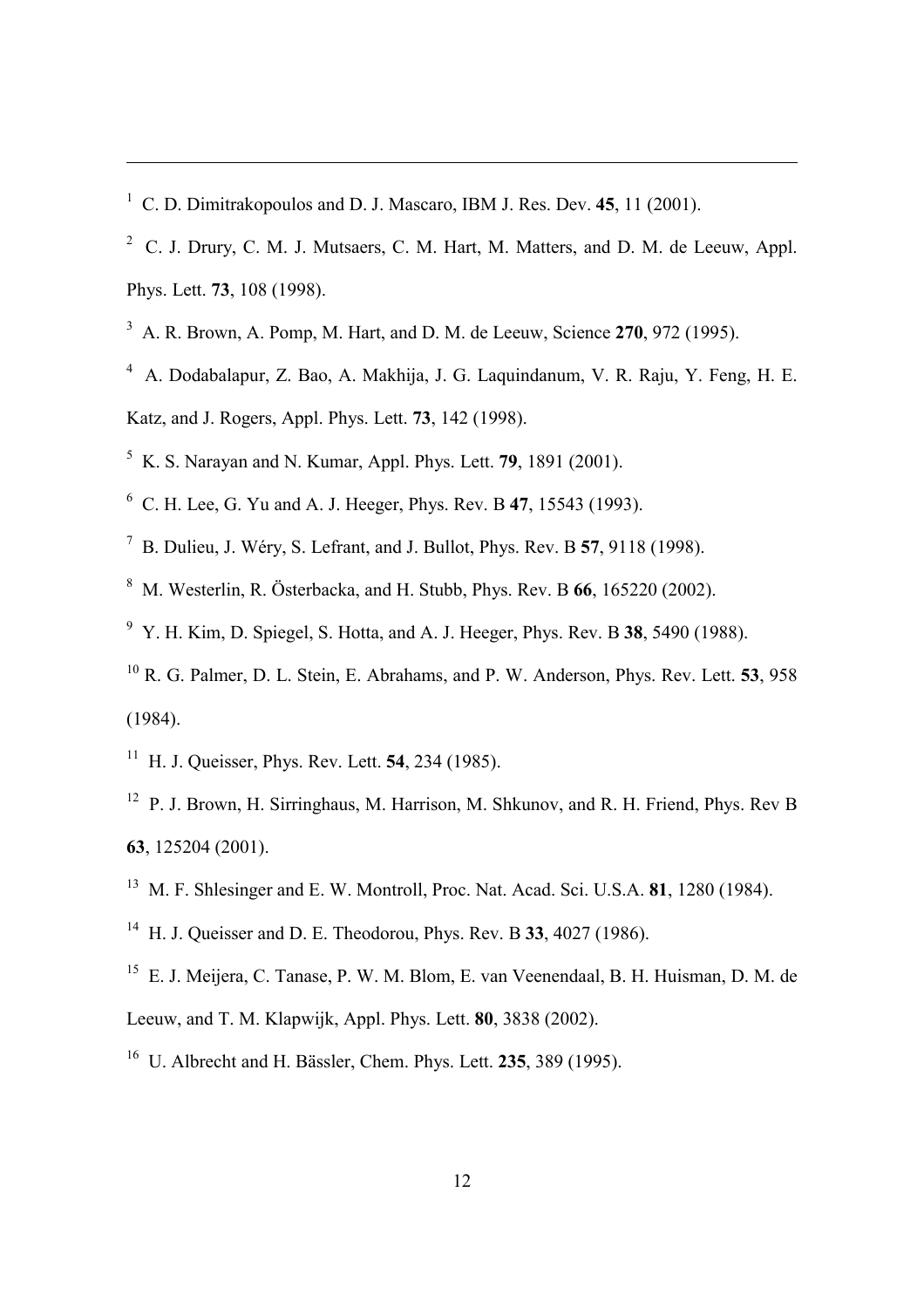[1] C. D. Dimitrakopoulos and D. J. Mascaro, IBM J. Res. Dev. **45**, 11 (2001).

[2] C. J. Drury, C. M. J. Mutsaers, C. M. Hart, M. Matters, and D. M. de Leeuw, Appl. Phys. Lett. **73**, 108 (1998).

[3] A. R. Brown, A. Pomp, M. Hart, and D. M. de Leeuw, Science **270**, 972 (1995).

[4] A. Dodabalapur, Z. Bao, A. Makhija, J. G. Laquindanum, V. R. Raju, Y. Feng, H. E. Katz, and J. Rogers, Appl. Phys. Lett. **73**, 142 (1998).

[5] K. S. Narayan and N. Kumar, Appl. Phys. Lett. **79**, 1891 (2001).

[6] C. H. Lee, G. Yu and A. J. Heeger, Phys. Rev. B **47**, 15543 (1993).

[7] B. Dulieu, J. Wéry, S. Lefrant, and J. Bullot, Phys. Rev. B **57**, 9118 (1998).

[8] M. Westerlin, R. Österbacka, and H. Stubb, Phys. Rev. B **66**, 165220 (2002).

[9] Y. H. Kim, D. Spiegel, S. Hotta, and A. J. Heeger, Phys. Rev. B **38**, 5490 (1988).

[10] R. G. Palmer, D. L. Stein, E. Abrahams, and P. W. Anderson, Phys. Rev. Lett. **53**, 958 (1984).

[11] H. J. Queisser, Phys. Rev. Lett. **54**, 234 (1985).

[12] P. J. Brown, H. Sirringhaus, M. Harrison, M. Shkunov, and R. H. Friend, Phys. Rev B **63**, 125204 (2001).

[13] M. F. Shlesinger and E. W. Montroll, Proc. Nat. Acad. Sci. U.S.A. **81**, 1280 (1984).

[14] H. J. Queisser and D. E. Theodorou, Phys. Rev. B **33**, 4027 (1986).

[15] E. J. Meijera, C. Tanase, P. W. M. Blom, E. van Veenendaal, B. H. Huisman, D. M. de Leeuw, and T. M. Klapwijk, Appl. Phys. Lett. **80**, 3838 (2002).

[16] U. Albrecht and H. Bässler, Chem. Phys. Lett. **235**, 389 (1995).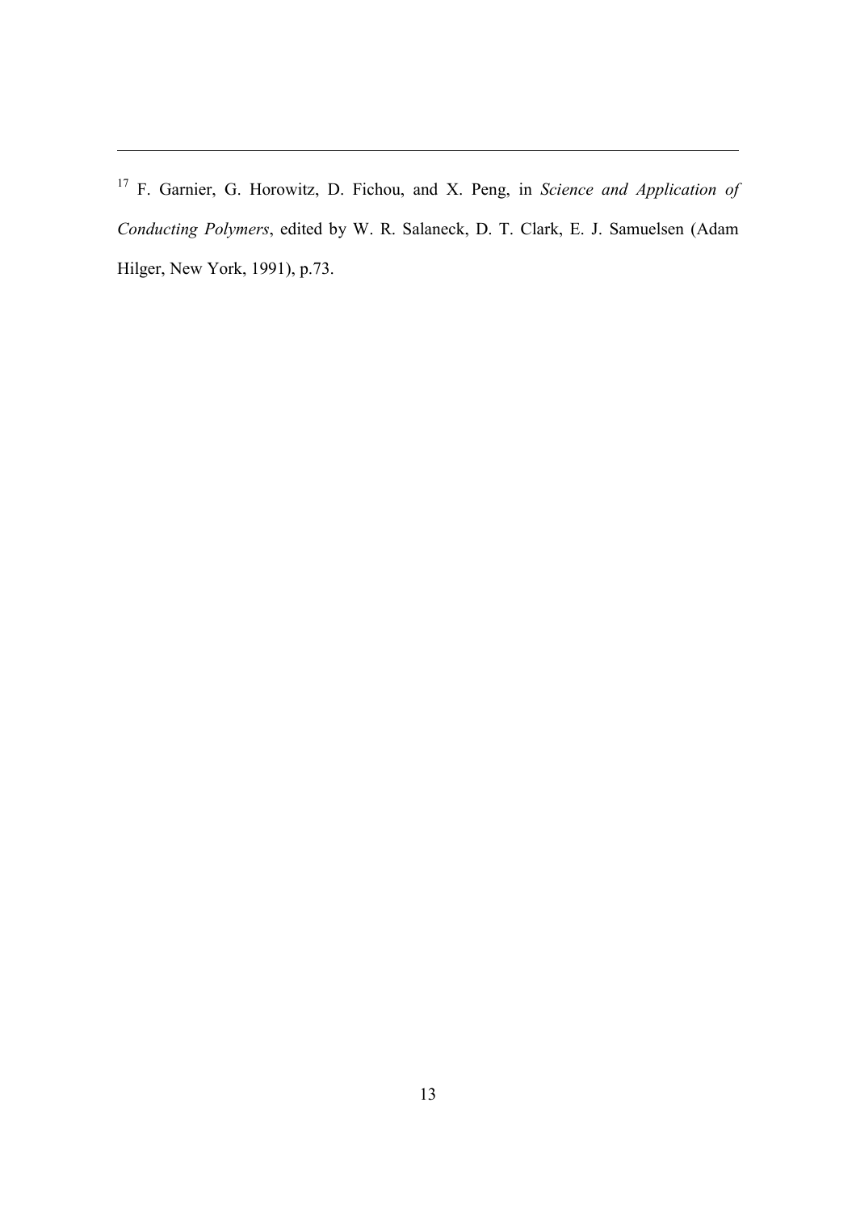---

[17] F. Garnier, G. Horowitz, D. Fichou, and X. Peng, in *Science and Application of Conducting Polymers*, edited by W. R. Salaneck, D. T. Clark, E. J. Samuelsen (Adam Hilger, New York, 1991), p.73.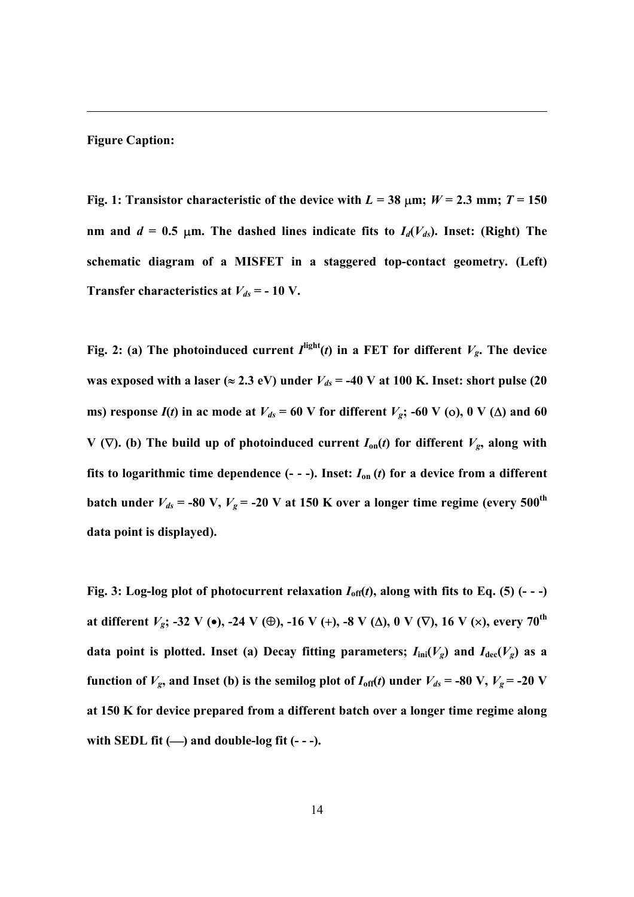**Figure Caption:**

**Fig. 1: Transistor characteristic of the device with $L$ = 38 μm; $W$ = 2.3 mm; $T$ = 150 nm and $d$ = 0.5 μm. The dashed lines indicate fits to $I_d(V_{ds})$. Inset: (Right) The schematic diagram of a MISFET in a staggered top-contact geometry. (Left) Transfer characteristics at $V_{ds}$ = - 10 V.**

**Fig. 2: (a) The photoinduced current $I^{light}(t)$ in a FET for different $V_g$. The device was exposed with a laser (≈ 2.3 eV) under $V_{ds}$ = -40 V at 100 K. Inset: short pulse (20 ms) response $I(t)$ in ac mode at $V_{ds}$ = 60 V for different $V_g$; -60 V (○), 0 V (Δ) and 60 V (∇). (b) The build up of photoinduced current $I_{on}(t)$ for different $V_g$, along with fits to logarithmic time dependence (- - -). Inset: $I_{on}$ ($t$) for a device from a different batch under $V_{ds}$ = -80 V, $V_g$ = -20 V at 150 K over a longer time regime (every 500th data point is displayed).**

**Fig. 3: Log-log plot of photocurrent relaxation $I_{off}(t)$, along with fits to Eq. (5) (- - -) at different $V_g$; -32 V (•), -24 V (⊕), -16 V (+), -8 V (Δ), 0 V (∇), 16 V (×), every 70th data point is plotted. Inset (a) Decay fitting parameters; $I_{ini}(V_g)$ and $I_{dec}(V_g)$ as a function of $V_g$, and Inset (b) is the semilog plot of $I_{off}(t)$ under $V_{ds}$ = -80 V, $V_g$ = -20 V at 150 K for device prepared from a different batch over a longer time regime along with SEDL fit (—) and double-log fit (- - -).**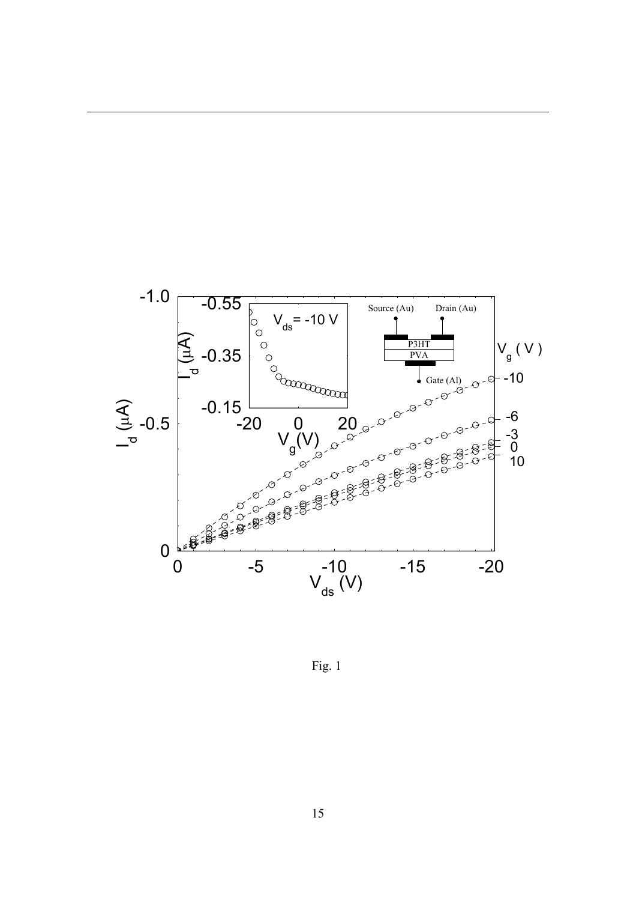Fig. 1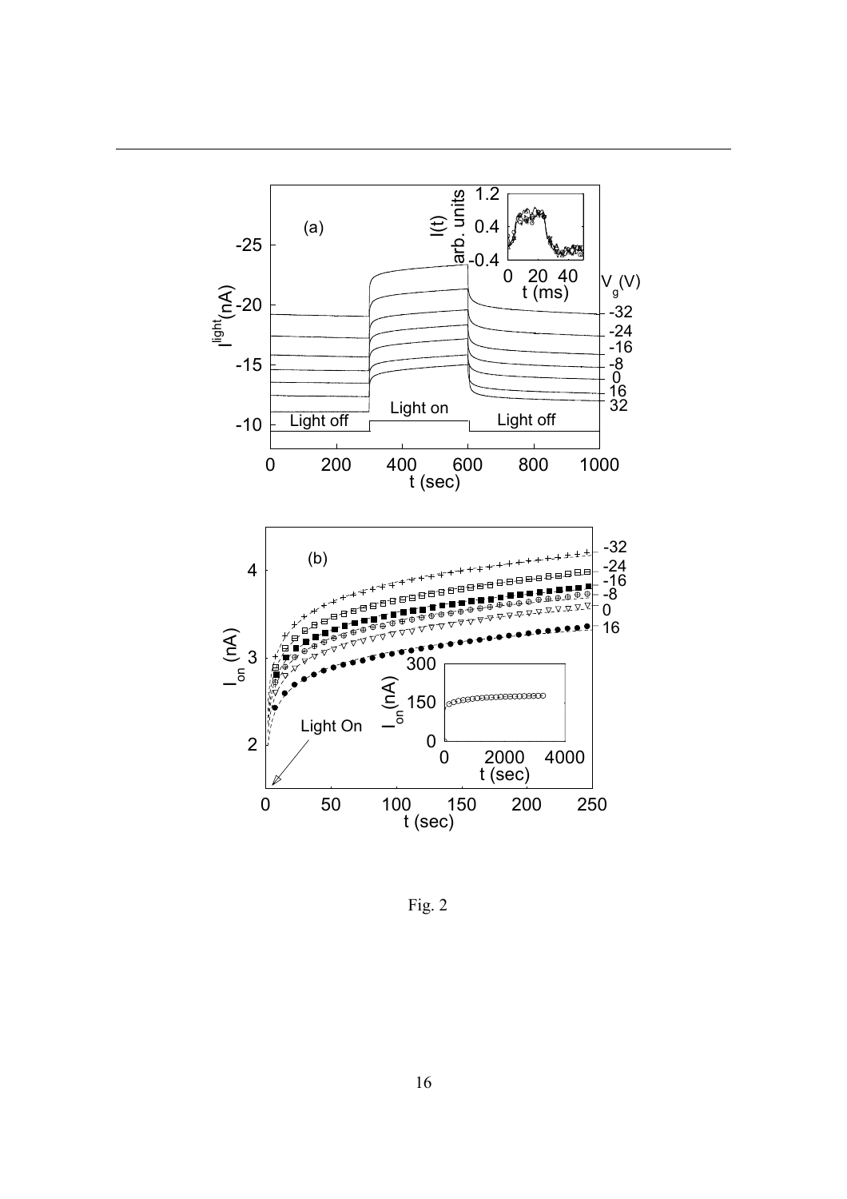Fig. 2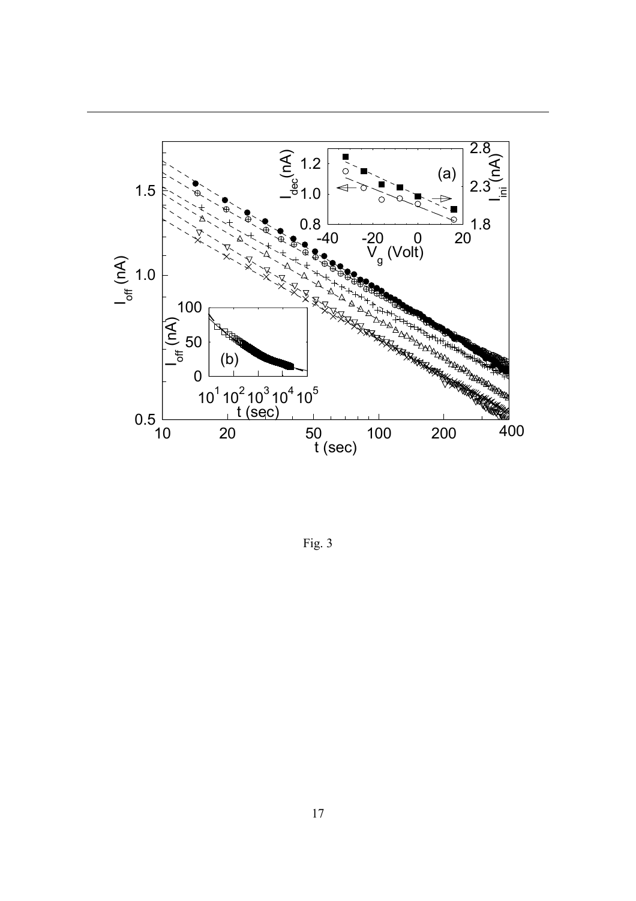$I_{off}$ (nA)

1.5

1.0

0.5

10

20

50

100

200

400

t (sec)

$I_{dec}$(nA)

1.2

1.0

0.8

-40

-20

0

20

$V_g$ (Volt)

2.8

2.3

1.8

$I_{ini}$(nA)

(a)

$I_{off}$ (nA)

100

50

0

$10^1$ $10^2$ $10^3$ $10^4$ $10^5$

t (sec)

(b)

Fig. 3